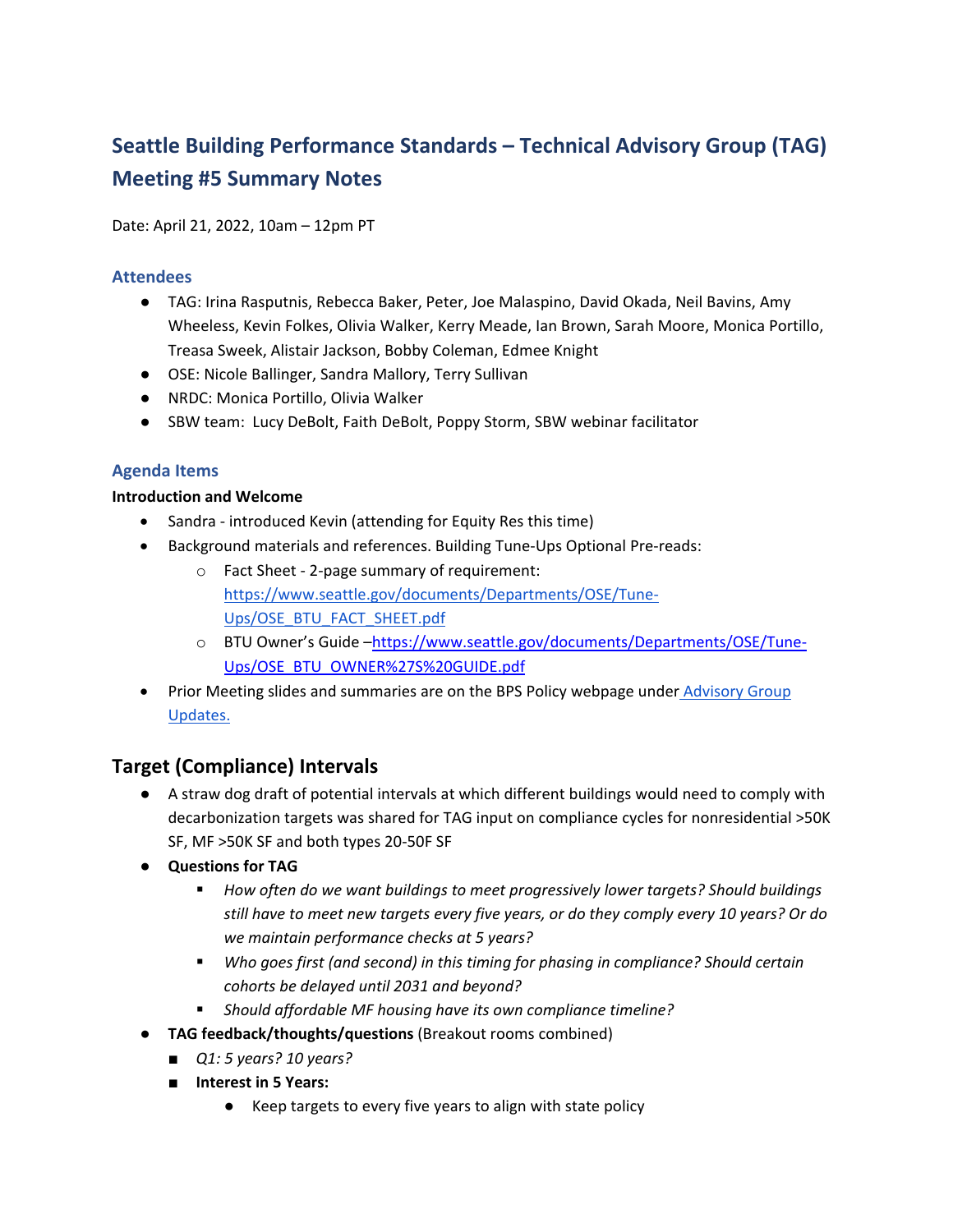# Seattle Building Performance Standards – Technical Advisory Group (TAG) Meeting #5 Summary Notes

Date: April 21, 2022, 10am – 12pm PT

### Attendees

- TAG: Irina Rasputnis, Rebecca Baker, Peter, Joe Malaspino, David Okada, Neil Bavins, Amy Wheeless, Kevin Folkes, Olivia Walker, Kerry Meade, Ian Brown, Sarah Moore, Monica Portillo, Treasa Sweek, Alistair Jackson, Bobby Coleman, Edmee Knight
- OSE: Nicole Ballinger, Sandra Mallory, Terry Sullivan
- NRDC: Monica Portillo, Olivia Walker
- SBW team: Lucy DeBolt, Faith DeBolt, Poppy Storm, SBW webinar facilitator

### Agenda Items

**Introduction and Welcome**

- Sandra - introduced Kevin (attending for Equity Res this time)
- Background materials and references. Building Tune-Ups Optional Pre-reads:
  - Fact Sheet - 2-page summary of requirement: https://www.seattle.gov/documents/Departments/OSE/Tune-Ups/OSE_BTU_FACT_SHEET.pdf
  - BTU Owner's Guide –https://www.seattle.gov/documents/Departments/OSE/Tune-Ups/OSE_BTU_OWNER%27S%20GUIDE.pdf
- Prior Meeting slides and summaries are on the BPS Policy webpage under Advisory Group Updates.

## Target (Compliance) Intervals

- A straw dog draft of potential intervals at which different buildings would need to comply with decarbonization targets was shared for TAG input on compliance cycles for nonresidential >50K SF, MF >50K SF and both types 20-50F SF
- **Questions for TAG**
  - *How often do we want buildings to meet progressively lower targets? Should buildings still have to meet new targets every five years, or do they comply every 10 years? Or do we maintain performance checks at 5 years?*
  - *Who goes first (and second) in this timing for phasing in compliance? Should certain cohorts be delayed until 2031 and beyond?*
  - *Should affordable MF housing have its own compliance timeline?*
- **TAG feedback/thoughts/questions** (Breakout rooms combined)
  - *Q1: 5 years? 10 years?*
  - **Interest in 5 Years:**
    - Keep targets to every five years to align with state policy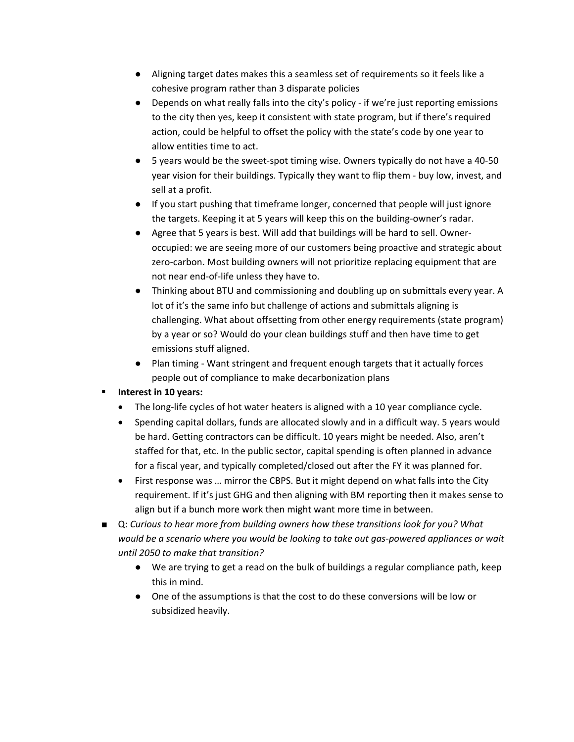- Aligning target dates makes this a seamless set of requirements so it feels like a cohesive program rather than 3 disparate policies
        - Depends on what really falls into the city's policy - if we're just reporting emissions to the city then yes, keep it consistent with state program, but if there's required action, could be helpful to offset the policy with the state's code by one year to allow entities time to act.
        - 5 years would be the sweet-spot timing wise. Owners typically do not have a 40-50 year vision for their buildings. Typically they want to flip them - buy low, invest, and sell at a profit.
        - If you start pushing that timeframe longer, concerned that people will just ignore the targets. Keeping it at 5 years will keep this on the building-owner's radar.
        - Agree that 5 years is best. Will add that buildings will be hard to sell. Owner-occupied: we are seeing more of our customers being proactive and strategic about zero-carbon. Most building owners will not prioritize replacing equipment that are not near end-of-life unless they have to.
        - Thinking about BTU and commissioning and doubling up on submittals every year. A lot of it's the same info but challenge of actions and submittals aligning is challenging. What about offsetting from other energy requirements (state program) by a year or so? Would do your clean buildings stuff and then have time to get emissions stuff aligned.
        - Plan timing - Want stringent and frequent enough targets that it actually forces people out of compliance to make decarbonization plans
    - **Interest in 10 years:**
        - The long-life cycles of hot water heaters is aligned with a 10 year compliance cycle.
        - Spending capital dollars, funds are allocated slowly and in a difficult way. 5 years would be hard. Getting contractors can be difficult. 10 years might be needed. Also, aren't staffed for that, etc. In the public sector, capital spending is often planned in advance for a fiscal year, and typically completed/closed out after the FY it was planned for.
        - First response was … mirror the CBPS. But it might depend on what falls into the City requirement. If it's just GHG and then aligning with BM reporting then it makes sense to align but if a bunch more work then might want more time in between.
- Q: *Curious to hear more from building owners how these transitions look for you? What would be a scenario where you would be looking to take out gas-powered appliances or wait until 2050 to make that transition?*
    - We are trying to get a read on the bulk of buildings a regular compliance path, keep this in mind.
    - One of the assumptions is that the cost to do these conversions will be low or subsidized heavily.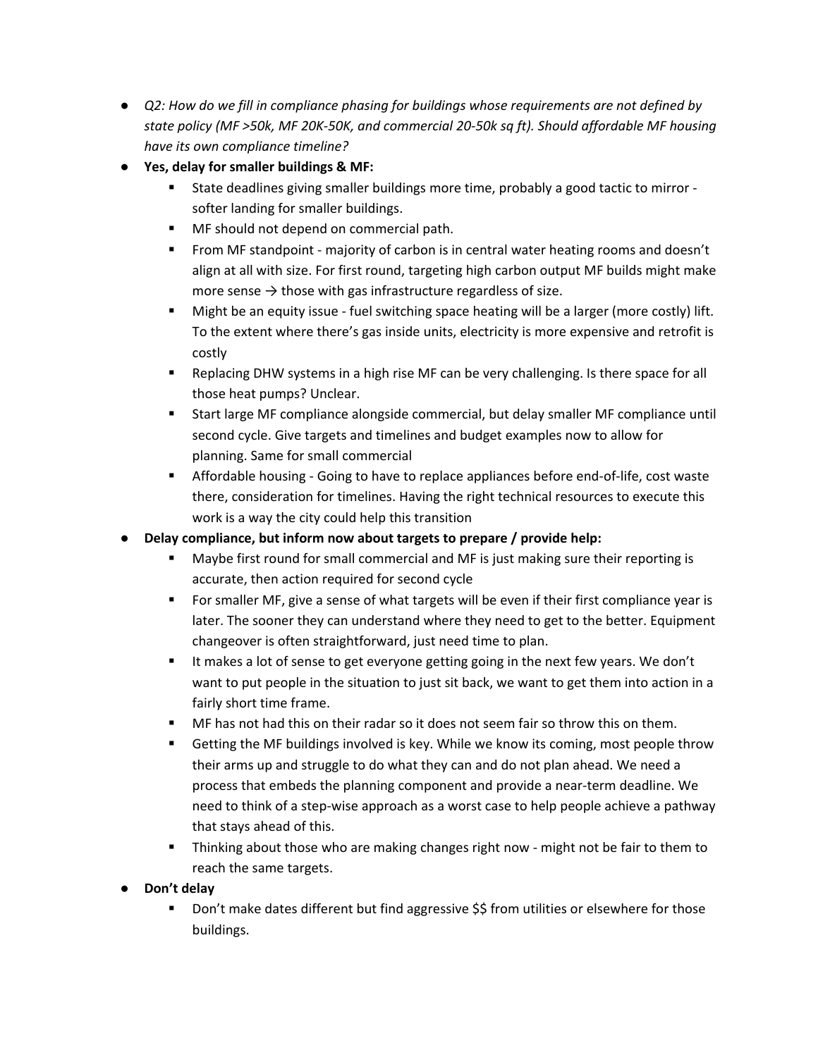- *Q2: How do we fill in compliance phasing for buildings whose requirements are not defined by state policy (MF >50k, MF 20K-50K, and commercial 20-50k sq ft). Should affordable MF housing have its own compliance timeline?*
- **Yes, delay for smaller buildings & MF:**
  - State deadlines giving smaller buildings more time, probably a good tactic to mirror - softer landing for smaller buildings.
  - MF should not depend on commercial path.
  - From MF standpoint - majority of carbon is in central water heating rooms and doesn't align at all with size. For first round, targeting high carbon output MF builds might make more sense → those with gas infrastructure regardless of size.
  - Might be an equity issue - fuel switching space heating will be a larger (more costly) lift. To the extent where there's gas inside units, electricity is more expensive and retrofit is costly
  - Replacing DHW systems in a high rise MF can be very challenging. Is there space for all those heat pumps? Unclear.
  - Start large MF compliance alongside commercial, but delay smaller MF compliance until second cycle. Give targets and timelines and budget examples now to allow for planning. Same for small commercial
  - Affordable housing - Going to have to replace appliances before end-of-life, cost waste there, consideration for timelines. Having the right technical resources to execute this work is a way the city could help this transition
- **Delay compliance, but inform now about targets to prepare / provide help:**
  - Maybe first round for small commercial and MF is just making sure their reporting is accurate, then action required for second cycle
  - For smaller MF, give a sense of what targets will be even if their first compliance year is later. The sooner they can understand where they need to get to the better. Equipment changeover is often straightforward, just need time to plan.
  - It makes a lot of sense to get everyone getting going in the next few years. We don't want to put people in the situation to just sit back, we want to get them into action in a fairly short time frame.
  - MF has not had this on their radar so it does not seem fair so throw this on them.
  - Getting the MF buildings involved is key. While we know its coming, most people throw their arms up and struggle to do what they can and do not plan ahead. We need a process that embeds the planning component and provide a near-term deadline. We need to think of a step-wise approach as a worst case to help people achieve a pathway that stays ahead of this.
  - Thinking about those who are making changes right now - might not be fair to them to reach the same targets.
- **Don't delay**
  - Don't make dates different but find aggressive $$ from utilities or elsewhere for those buildings.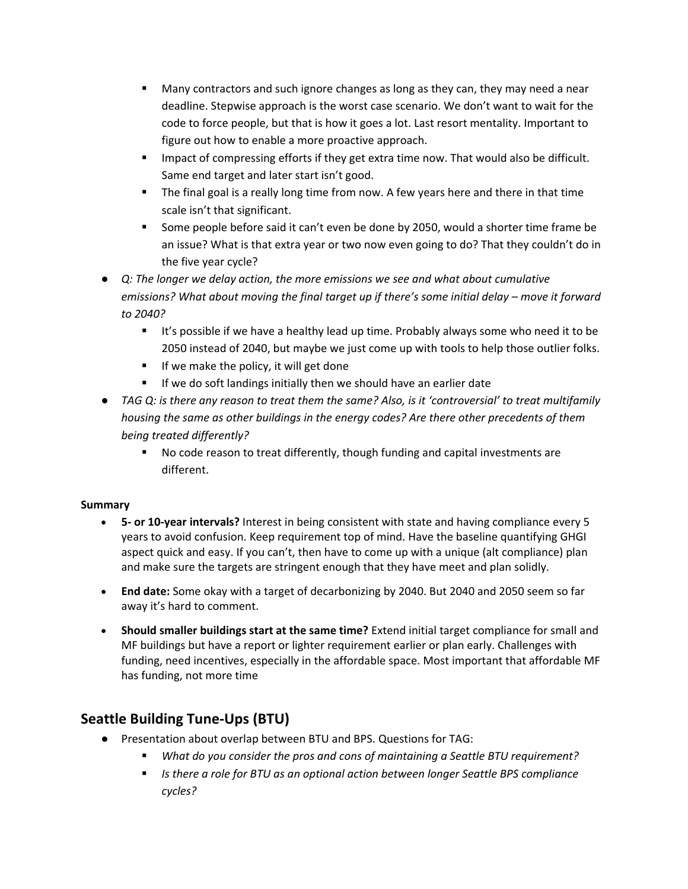- Many contractors and such ignore changes as long as they can, they may need a near deadline. Stepwise approach is the worst case scenario. We don't want to wait for the code to force people, but that is how it goes a lot. Last resort mentality. Important to figure out how to enable a more proactive approach.
    - Impact of compressing efforts if they get extra time now. That would also be difficult. Same end target and later start isn't good.
    - The final goal is a really long time from now. A few years here and there in that time scale isn't that significant.
    - Some people before said it can't even be done by 2050, would a shorter time frame be an issue? What is that extra year or two now even going to do? That they couldn't do in the five year cycle?
- *Q: The longer we delay action, the more emissions we see and what about cumulative emissions? What about moving the final target up if there's some initial delay – move it forward to 2040?*
    - It's possible if we have a healthy lead up time. Probably always some who need it to be 2050 instead of 2040, but maybe we just come up with tools to help those outlier folks.
    - If we make the policy, it will get done
    - If we do soft landings initially then we should have an earlier date
- *TAG Q: is there any reason to treat them the same? Also, is it 'controversial' to treat multifamily housing the same as other buildings in the energy codes? Are there other precedents of them being treated differently?*
    - No code reason to treat differently, though funding and capital investments are different.

**Summary**

- **5- or 10-year intervals?** Interest in being consistent with state and having compliance every 5 years to avoid confusion. Keep requirement top of mind. Have the baseline quantifying GHGI aspect quick and easy. If you can't, then have to come up with a unique (alt compliance) plan and make sure the targets are stringent enough that they have meet and plan solidly.
- **End date:** Some okay with a target of decarbonizing by 2040. But 2040 and 2050 seem so far away it's hard to comment.
- **Should smaller buildings start at the same time?** Extend initial target compliance for small and MF buildings but have a report or lighter requirement earlier or plan early. Challenges with funding, need incentives, especially in the affordable space. Most important that affordable MF has funding, not more time

## Seattle Building Tune-Ups (BTU)

- Presentation about overlap between BTU and BPS. Questions for TAG:
    - *What do you consider the pros and cons of maintaining a Seattle BTU requirement?*
    - *Is there a role for BTU as an optional action between longer Seattle BPS compliance cycles?*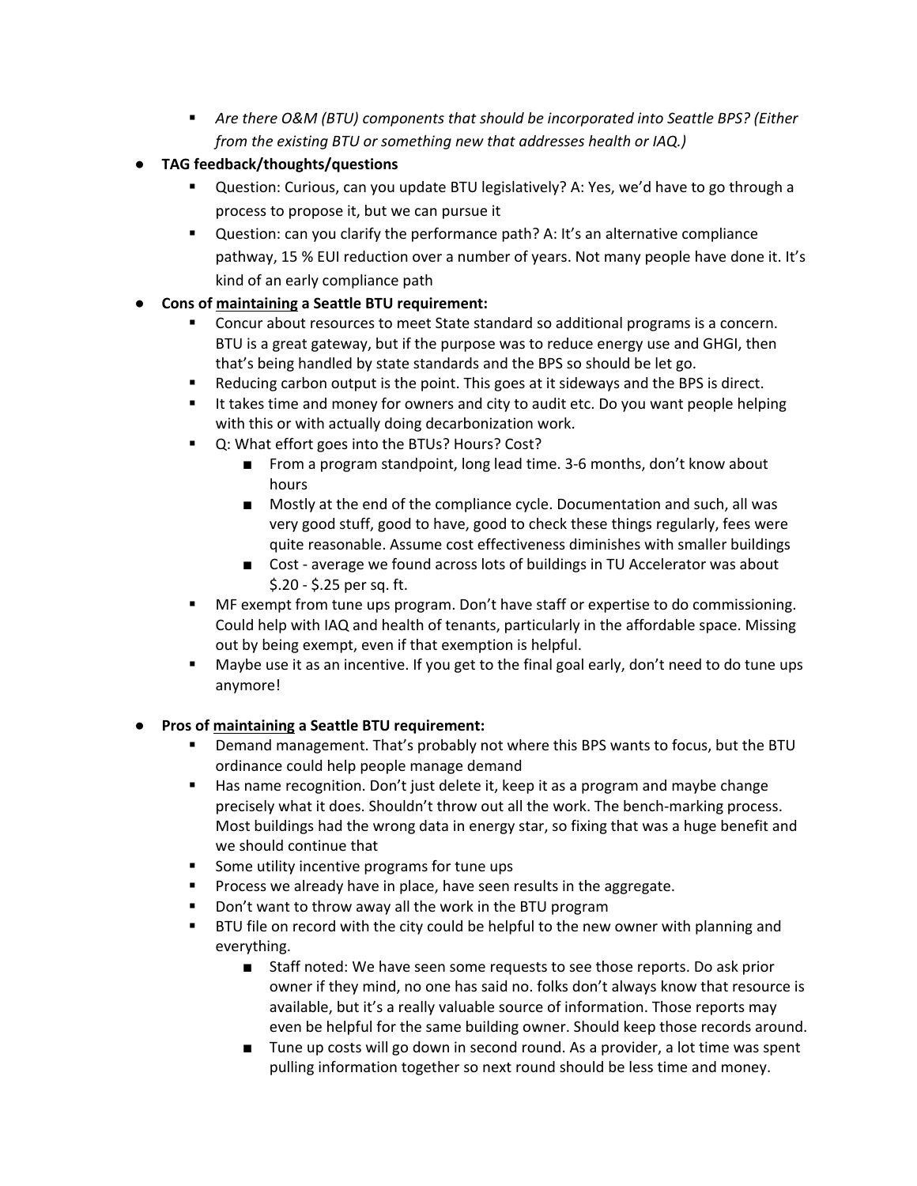- *Are there O&M (BTU) components that should be incorporated into Seattle BPS? (Either from the existing BTU or something new that addresses health or IAQ.)*

- **TAG feedback/thoughts/questions**
    - Question: Curious, can you update BTU legislatively? A: Yes, we'd have to go through a process to propose it, but we can pursue it
    - Question: can you clarify the performance path? A: It's an alternative compliance pathway, 15 % EUI reduction over a number of years. Not many people have done it. It's kind of an early compliance path

- **Cons of <u>maintaining</u> a Seattle BTU requirement:**
    - Concur about resources to meet State standard so additional programs is a concern. BTU is a great gateway, but if the purpose was to reduce energy use and GHGI, then that's being handled by state standards and the BPS so should be let go.
    - Reducing carbon output is the point. This goes at it sideways and the BPS is direct.
    - It takes time and money for owners and city to audit etc. Do you want people helping with this or with actually doing decarbonization work.
    - Q: What effort goes into the BTUs? Hours? Cost?
        - From a program standpoint, long lead time. 3-6 months, don't know about hours
        - Mostly at the end of the compliance cycle. Documentation and such, all was very good stuff, good to have, good to check these things regularly, fees were quite reasonable. Assume cost effectiveness diminishes with smaller buildings
        - Cost - average we found across lots of buildings in TU Accelerator was about $.20 - $.25 per sq. ft.
    - MF exempt from tune ups program. Don't have staff or expertise to do commissioning. Could help with IAQ and health of tenants, particularly in the affordable space. Missing out by being exempt, even if that exemption is helpful.
    - Maybe use it as an incentive. If you get to the final goal early, don't need to do tune ups anymore!

- **Pros of <u>maintaining</u> a Seattle BTU requirement:**
    - Demand management. That's probably not where this BPS wants to focus, but the BTU ordinance could help people manage demand
    - Has name recognition. Don't just delete it, keep it as a program and maybe change precisely what it does. Shouldn't throw out all the work. The bench-marking process. Most buildings had the wrong data in energy star, so fixing that was a huge benefit and we should continue that
    - Some utility incentive programs for tune ups
    - Process we already have in place, have seen results in the aggregate.
    - Don't want to throw away all the work in the BTU program
    - BTU file on record with the city could be helpful to the new owner with planning and everything.
        - Staff noted: We have seen some requests to see those reports. Do ask prior owner if they mind, no one has said no. folks don't always know that resource is available, but it's a really valuable source of information. Those reports may even be helpful for the same building owner. Should keep those records around.
        - Tune up costs will go down in second round. As a provider, a lot time was spent pulling information together so next round should be less time and money.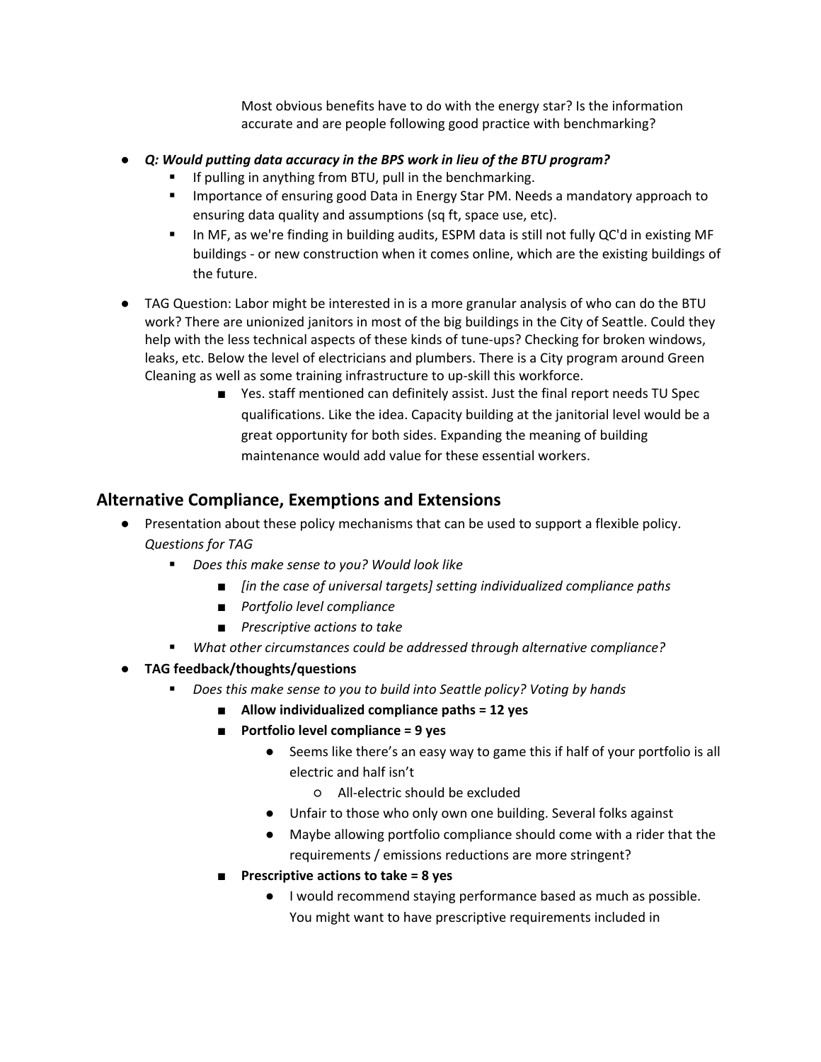Most obvious benefits have to do with the energy star? Is the information accurate and are people following good practice with benchmarking?

- ***Q: Would putting data accuracy in the BPS work in lieu of the BTU program?***
    - If pulling in anything from BTU, pull in the benchmarking.
    - Importance of ensuring good Data in Energy Star PM. Needs a mandatory approach to ensuring data quality and assumptions (sq ft, space use, etc).
    - In MF, as we're finding in building audits, ESPM data is still not fully QC'd in existing MF buildings - or new construction when it comes online, which are the existing buildings of the future.

- TAG Question: Labor might be interested in is a more granular analysis of who can do the BTU work? There are unionized janitors in most of the big buildings in the City of Seattle. Could they help with the less technical aspects of these kinds of tune-ups? Checking for broken windows, leaks, etc. Below the level of electricians and plumbers. There is a City program around Green Cleaning as well as some training infrastructure to up-skill this workforce.
    - Yes. staff mentioned can definitely assist. Just the final report needs TU Spec qualifications. Like the idea. Capacity building at the janitorial level would be a great opportunity for both sides. Expanding the meaning of building maintenance would add value for these essential workers.

## Alternative Compliance, Exemptions and Extensions

- Presentation about these policy mechanisms that can be used to support a flexible policy.
  *Questions for TAG*
    - *Does this make sense to you? Would look like*
        - *[in the case of universal targets] setting individualized compliance paths*
        - *Portfolio level compliance*
        - *Prescriptive actions to take*
    - *What other circumstances could be addressed through alternative compliance?*
- **TAG feedback/thoughts/questions**
    - *Does this make sense to you to build into Seattle policy? Voting by hands*
        - **Allow individualized compliance paths = 12 yes**
        - **Portfolio level compliance = 9 yes**
            - Seems like there's an easy way to game this if half of your portfolio is all electric and half isn't
                - All-electric should be excluded
            - Unfair to those who only own one building. Several folks against
            - Maybe allowing portfolio compliance should come with a rider that the requirements / emissions reductions are more stringent?
        - **Prescriptive actions to take = 8 yes**
            - I would recommend staying performance based as much as possible. You might want to have prescriptive requirements included in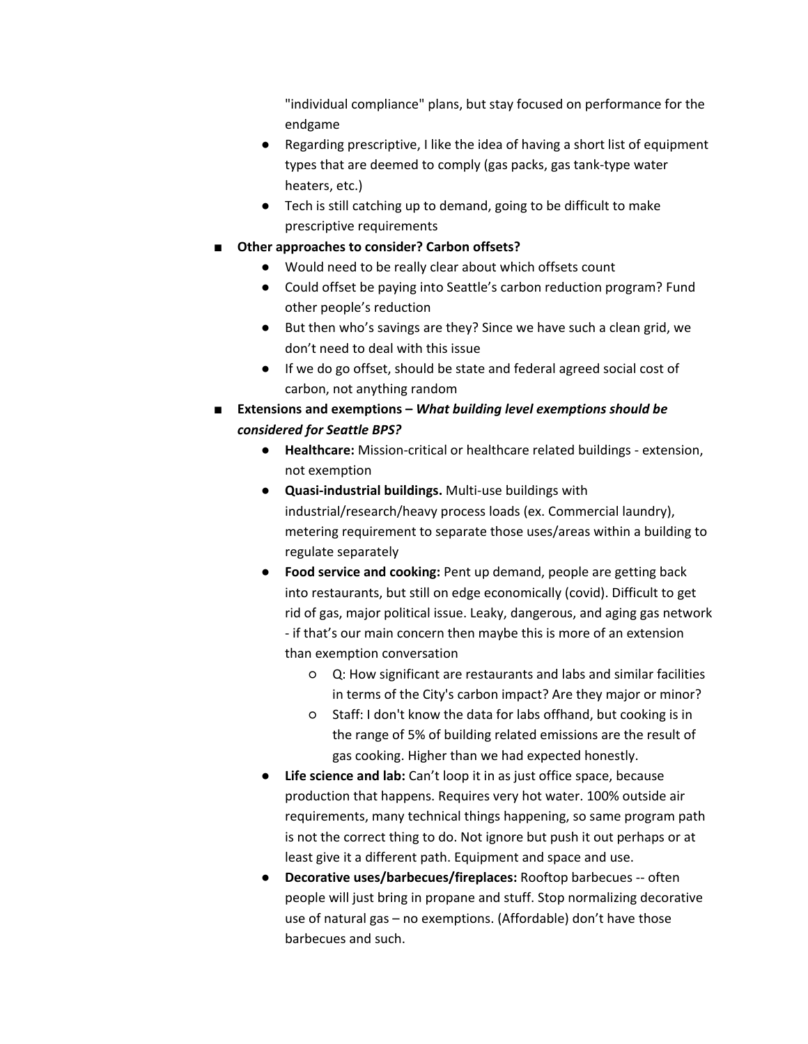"individual compliance" plans, but stay focused on performance for the endgame
- Regarding prescriptive, I like the idea of having a short list of equipment types that are deemed to comply (gas packs, gas tank-type water heaters, etc.)
- Tech is still catching up to demand, going to be difficult to make prescriptive requirements

- **Other approaches to consider? Carbon offsets?**
  - Would need to be really clear about which offsets count
  - Could offset be paying into Seattle's carbon reduction program? Fund other people's reduction
  - But then who's savings are they? Since we have such a clean grid, we don't need to deal with this issue
  - If we do go offset, should be state and federal agreed social cost of carbon, not anything random
- **Extensions and exemptions –** ***What building level exemptions should be considered for Seattle BPS?***
  - **Healthcare:** Mission-critical or healthcare related buildings - extension, not exemption
  - **Quasi-industrial buildings.** Multi-use buildings with industrial/research/heavy process loads (ex. Commercial laundry), metering requirement to separate those uses/areas within a building to regulate separately
  - **Food service and cooking:** Pent up demand, people are getting back into restaurants, but still on edge economically (covid). Difficult to get rid of gas, major political issue. Leaky, dangerous, and aging gas network - if that's our main concern then maybe this is more of an extension than exemption conversation
    - Q: How significant are restaurants and labs and similar facilities in terms of the City's carbon impact? Are they major or minor?
    - Staff: I don't know the data for labs offhand, but cooking is in the range of 5% of building related emissions are the result of gas cooking. Higher than we had expected honestly.
  - **Life science and lab:** Can't loop it in as just office space, because production that happens. Requires very hot water. 100% outside air requirements, many technical things happening, so same program path is not the correct thing to do. Not ignore but push it out perhaps or at least give it a different path. Equipment and space and use.
  - **Decorative uses/barbecues/fireplaces:** Rooftop barbecues -- often people will just bring in propane and stuff. Stop normalizing decorative use of natural gas – no exemptions. (Affordable) don't have those barbecues and such.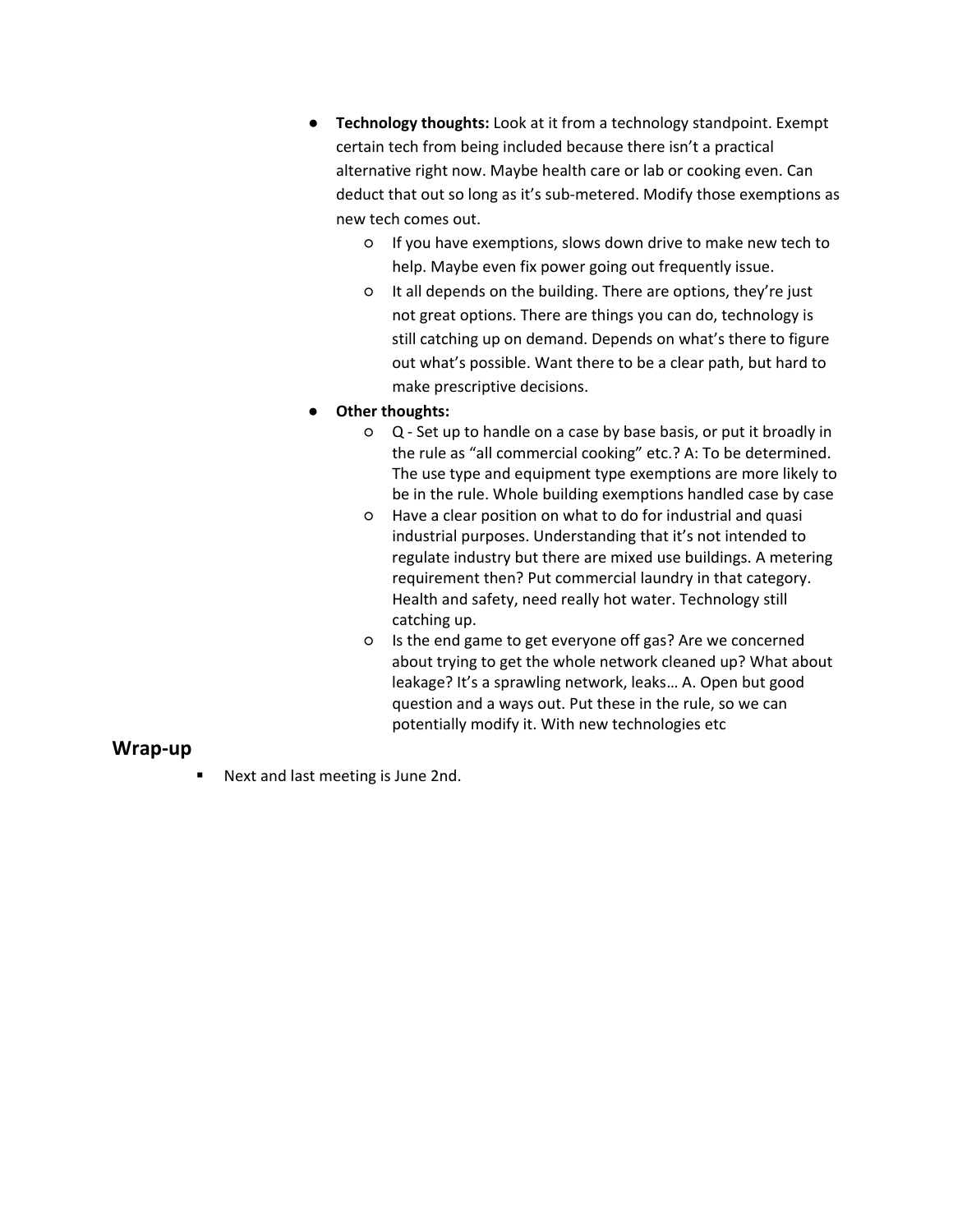- **Technology thoughts:** Look at it from a technology standpoint. Exempt certain tech from being included because there isn't a practical alternative right now. Maybe health care or lab or cooking even. Can deduct that out so long as it's sub-metered. Modify those exemptions as new tech comes out.
  - If you have exemptions, slows down drive to make new tech to help. Maybe even fix power going out frequently issue.
  - It all depends on the building. There are options, they're just not great options. There are things you can do, technology is still catching up on demand. Depends on what's there to figure out what's possible. Want there to be a clear path, but hard to make prescriptive decisions.
- **Other thoughts:**
  - Q - Set up to handle on a case by base basis, or put it broadly in the rule as "all commercial cooking" etc.? A: To be determined. The use type and equipment type exemptions are more likely to be in the rule. Whole building exemptions handled case by case
  - Have a clear position on what to do for industrial and quasi industrial purposes. Understanding that it's not intended to regulate industry but there are mixed use buildings. A metering requirement then? Put commercial laundry in that category. Health and safety, need really hot water. Technology still catching up.
  - Is the end game to get everyone off gas? Are we concerned about trying to get the whole network cleaned up? What about leakage? It's a sprawling network, leaks… A. Open but good question and a ways out. Put these in the rule, so we can potentially modify it. With new technologies etc

## Wrap-up

- Next and last meeting is June 2nd.